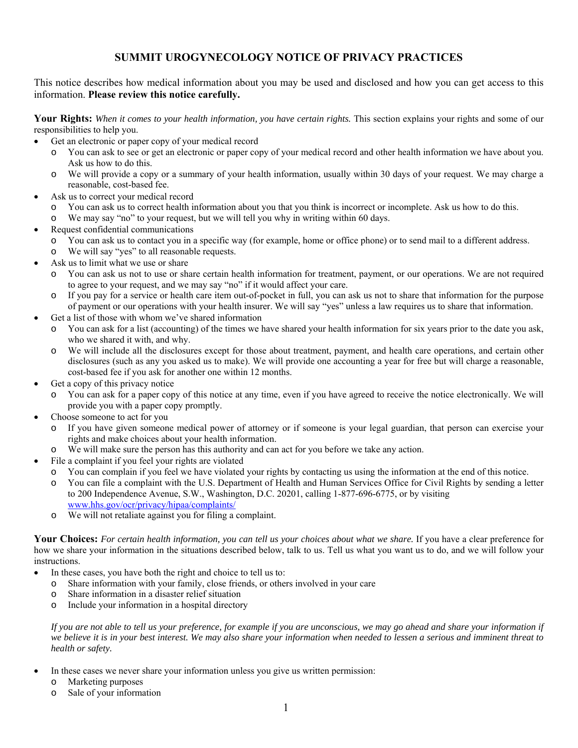# SUMMIT UROGYNECOLOGY NOTICE OF PRIVACY PRACTICES

This notice describes how medical information about you may be used and disclosed and how you can get access to this information. **Please review this notice carefully.**

**Your Rights:** *When it comes to your health information, you have certain rights.* This section explains your rights and some of our responsibilities to help you.

- Get an electronic or paper copy of your medical record
  - You can ask to see or get an electronic or paper copy of your medical record and other health information we have about you. Ask us how to do this.
  - We will provide a copy or a summary of your health information, usually within 30 days of your request. We may charge a reasonable, cost-based fee.
- Ask us to correct your medical record
  - You can ask us to correct health information about you that you think is incorrect or incomplete. Ask us how to do this.
  - We may say "no" to your request, but we will tell you why in writing within 60 days.
- Request confidential communications
  - You can ask us to contact you in a specific way (for example, home or office phone) or to send mail to a different address.
  - We will say "yes" to all reasonable requests.
- Ask us to limit what we use or share
  - You can ask us not to use or share certain health information for treatment, payment, or our operations. We are not required to agree to your request, and we may say "no" if it would affect your care.
  - If you pay for a service or health care item out-of-pocket in full, you can ask us not to share that information for the purpose of payment or our operations with your health insurer. We will say "yes" unless a law requires us to share that information.
- Get a list of those with whom we've shared information
  - You can ask for a list (accounting) of the times we have shared your health information for six years prior to the date you ask, who we shared it with, and why.
  - We will include all the disclosures except for those about treatment, payment, and health care operations, and certain other disclosures (such as any you asked us to make). We will provide one accounting a year for free but will charge a reasonable, cost-based fee if you ask for another one within 12 months.
- Get a copy of this privacy notice
  - You can ask for a paper copy of this notice at any time, even if you have agreed to receive the notice electronically. We will provide you with a paper copy promptly.
- Choose someone to act for you
  - If you have given someone medical power of attorney or if someone is your legal guardian, that person can exercise your rights and make choices about your health information.
  - We will make sure the person has this authority and can act for you before we take any action.
- File a complaint if you feel your rights are violated
  - You can complain if you feel we have violated your rights by contacting us using the information at the end of this notice.
  - You can file a complaint with the U.S. Department of Health and Human Services Office for Civil Rights by sending a letter to 200 Independence Avenue, S.W., Washington, D.C. 20201, calling 1-877-696-6775, or by visiting www.hhs.gov/ocr/privacy/hipaa/complaints/
  - We will not retaliate against you for filing a complaint.

**Your Choices:** *For certain health information, you can tell us your choices about what we share.* If you have a clear preference for how we share your information in the situations described below, talk to us. Tell us what you want us to do, and we will follow your instructions.

- In these cases, you have both the right and choice to tell us to:
  - Share information with your family, close friends, or others involved in your care
  - Share information in a disaster relief situation
  - Include your information in a hospital directory

  *If you are not able to tell us your preference, for example if you are unconscious, we may go ahead and share your information if we believe it is in your best interest. We may also share your information when needed to lessen a serious and imminent threat to health or safety.*

- In these cases we never share your information unless you give us written permission:
  - Marketing purposes
  - Sale of your information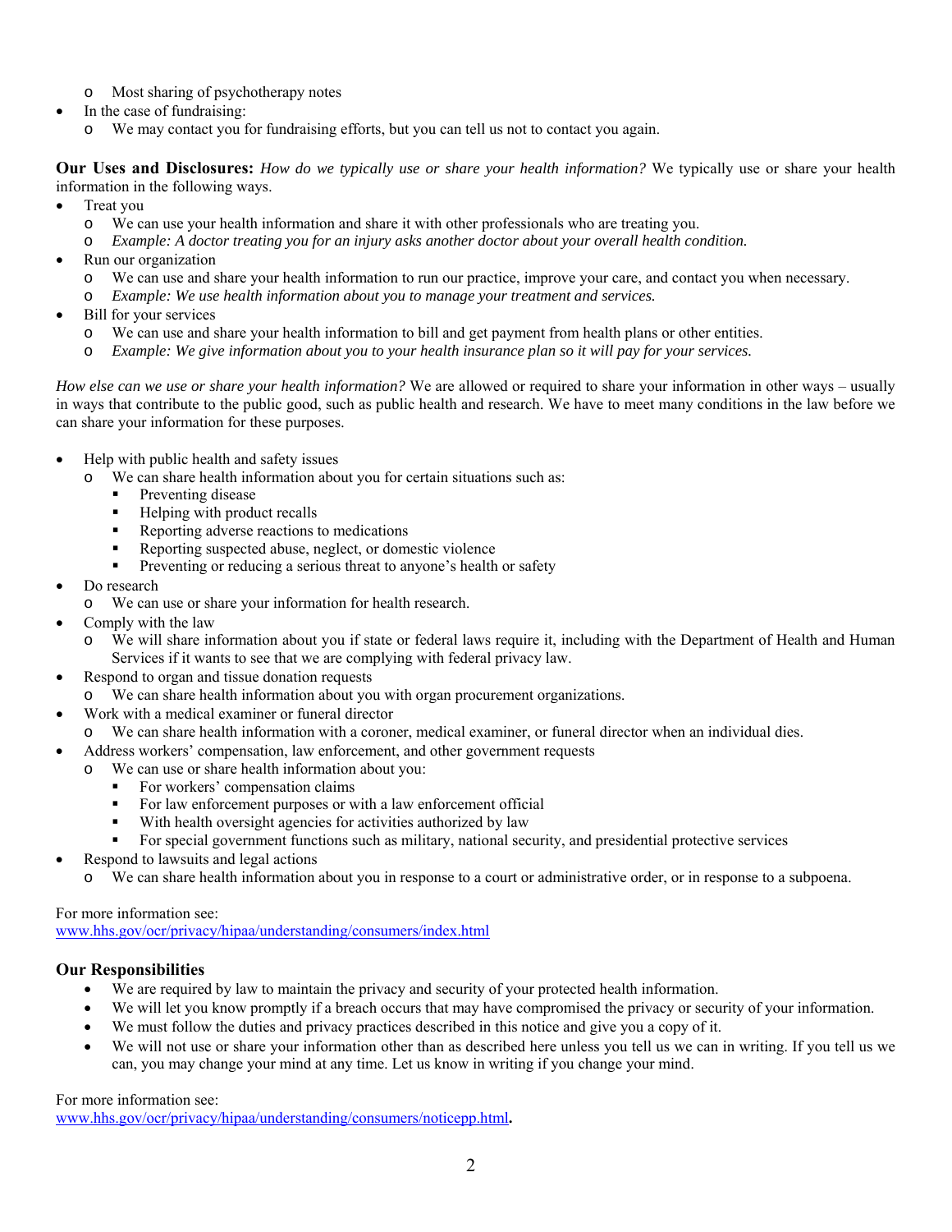- Most sharing of psychotherapy notes
- In the case of fundraising:
  - We may contact you for fundraising efforts, but you can tell us not to contact you again.

**Our Uses and Disclosures:** *How do we typically use or share your health information?* We typically use or share your health information in the following ways.

- Treat you
  - We can use your health information and share it with other professionals who are treating you.
  - *Example: A doctor treating you for an injury asks another doctor about your overall health condition.*
- Run our organization
  - We can use and share your health information to run our practice, improve your care, and contact you when necessary.
  - *Example: We use health information about you to manage your treatment and services.*
- Bill for your services
  - We can use and share your health information to bill and get payment from health plans or other entities.
  - *Example: We give information about you to your health insurance plan so it will pay for your services.*

*How else can we use or share your health information?* We are allowed or required to share your information in other ways – usually in ways that contribute to the public good, such as public health and research. We have to meet many conditions in the law before we can share your information for these purposes.

- Help with public health and safety issues
  - We can share health information about you for certain situations such as:
    - Preventing disease
    - Helping with product recalls
    - Reporting adverse reactions to medications
    - Reporting suspected abuse, neglect, or domestic violence
    - Preventing or reducing a serious threat to anyone's health or safety
- Do research
  - We can use or share your information for health research.
- Comply with the law
  - We will share information about you if state or federal laws require it, including with the Department of Health and Human Services if it wants to see that we are complying with federal privacy law.
- Respond to organ and tissue donation requests
  - We can share health information about you with organ procurement organizations.
- Work with a medical examiner or funeral director
  - We can share health information with a coroner, medical examiner, or funeral director when an individual dies.
- Address workers' compensation, law enforcement, and other government requests
  - We can use or share health information about you:
    - For workers' compensation claims
    - For law enforcement purposes or with a law enforcement official
    - With health oversight agencies for activities authorized by law
    - For special government functions such as military, national security, and presidential protective services
- Respond to lawsuits and legal actions
  - We can share health information about you in response to a court or administrative order, or in response to a subpoena.

For more information see:
www.hhs.gov/ocr/privacy/hipaa/understanding/consumers/index.html

**Our Responsibilities**

- We are required by law to maintain the privacy and security of your protected health information.
- We will let you know promptly if a breach occurs that may have compromised the privacy or security of your information.
- We must follow the duties and privacy practices described in this notice and give you a copy of it.
- We will not use or share your information other than as described here unless you tell us we can in writing. If you tell us we can, you may change your mind at any time. Let us know in writing if you change your mind.

For more information see:
www.hhs.gov/ocr/privacy/hipaa/understanding/consumers/noticepp.html**.**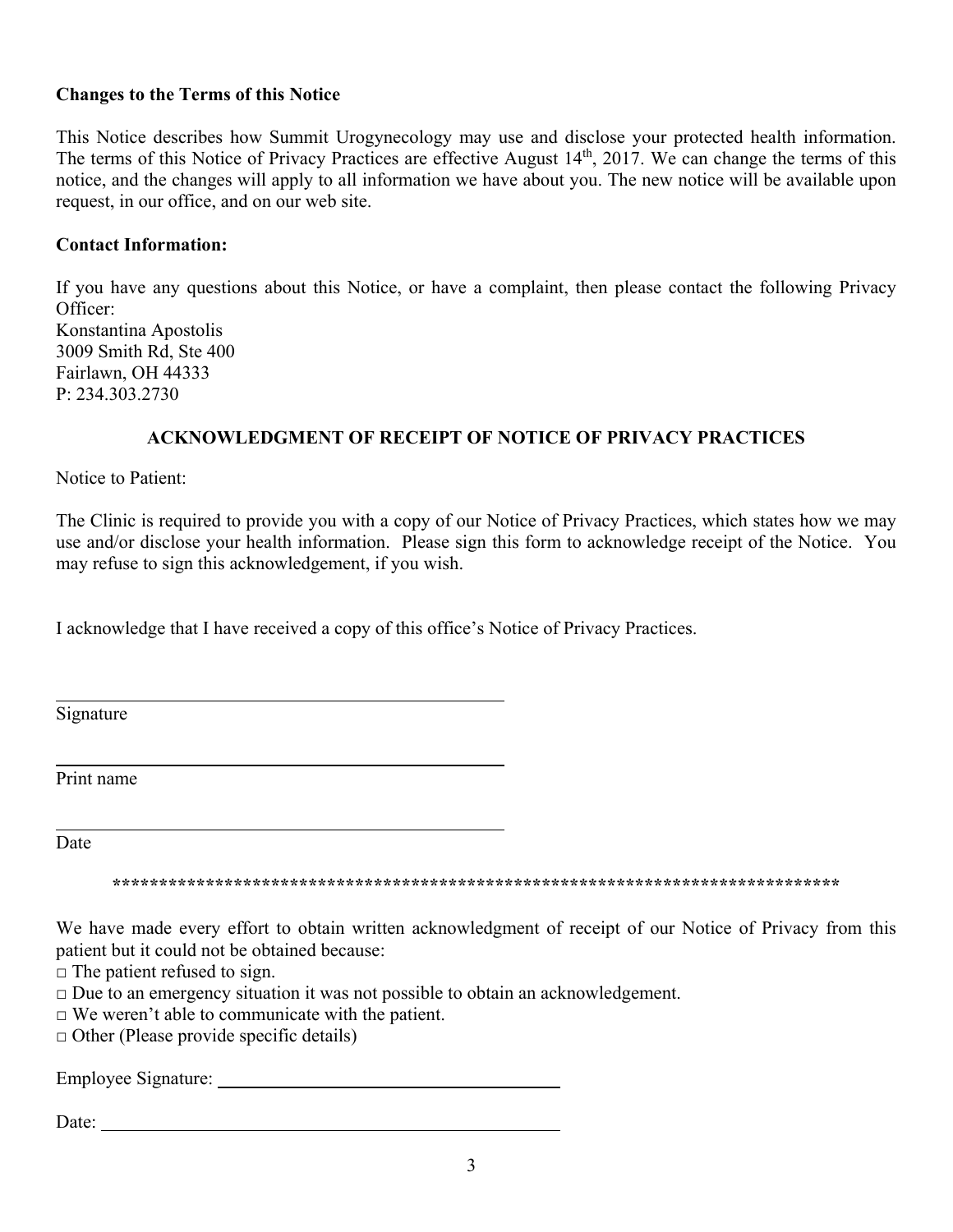**Changes to the Terms of this Notice**

This Notice describes how Summit Urogynecology may use and disclose your protected health information. The terms of this Notice of Privacy Practices are effective August 14th, 2017. We can change the terms of this notice, and the changes will apply to all information we have about you. The new notice will be available upon request, in our office, and on our web site.

**Contact Information:**

If you have any questions about this Notice, or have a complaint, then please contact the following Privacy Officer:
Konstantina Apostolis
3009 Smith Rd, Ste 400
Fairlawn, OH 44333
P: 234.303.2730

**ACKNOWLEDGMENT OF RECEIPT OF NOTICE OF PRIVACY PRACTICES**

Notice to Patient:

The Clinic is required to provide you with a copy of our Notice of Privacy Practices, which states how we may use and/or disclose your health information. Please sign this form to acknowledge receipt of the Notice. You may refuse to sign this acknowledgement, if you wish.

I acknowledge that I have received a copy of this office's Notice of Privacy Practices.

_______________________________________________
Signature

_______________________________________________
Print name

_______________________________________________
Date

**********************************************************************************

We have made every effort to obtain written acknowledgment of receipt of our Notice of Privacy from this patient but it could not be obtained because:

□ The patient refused to sign.
□ Due to an emergency situation it was not possible to obtain an acknowledgement.
□ We weren't able to communicate with the patient.
□ Other (Please provide specific details)

Employee Signature: _________________________________

Date: ____________________________________________